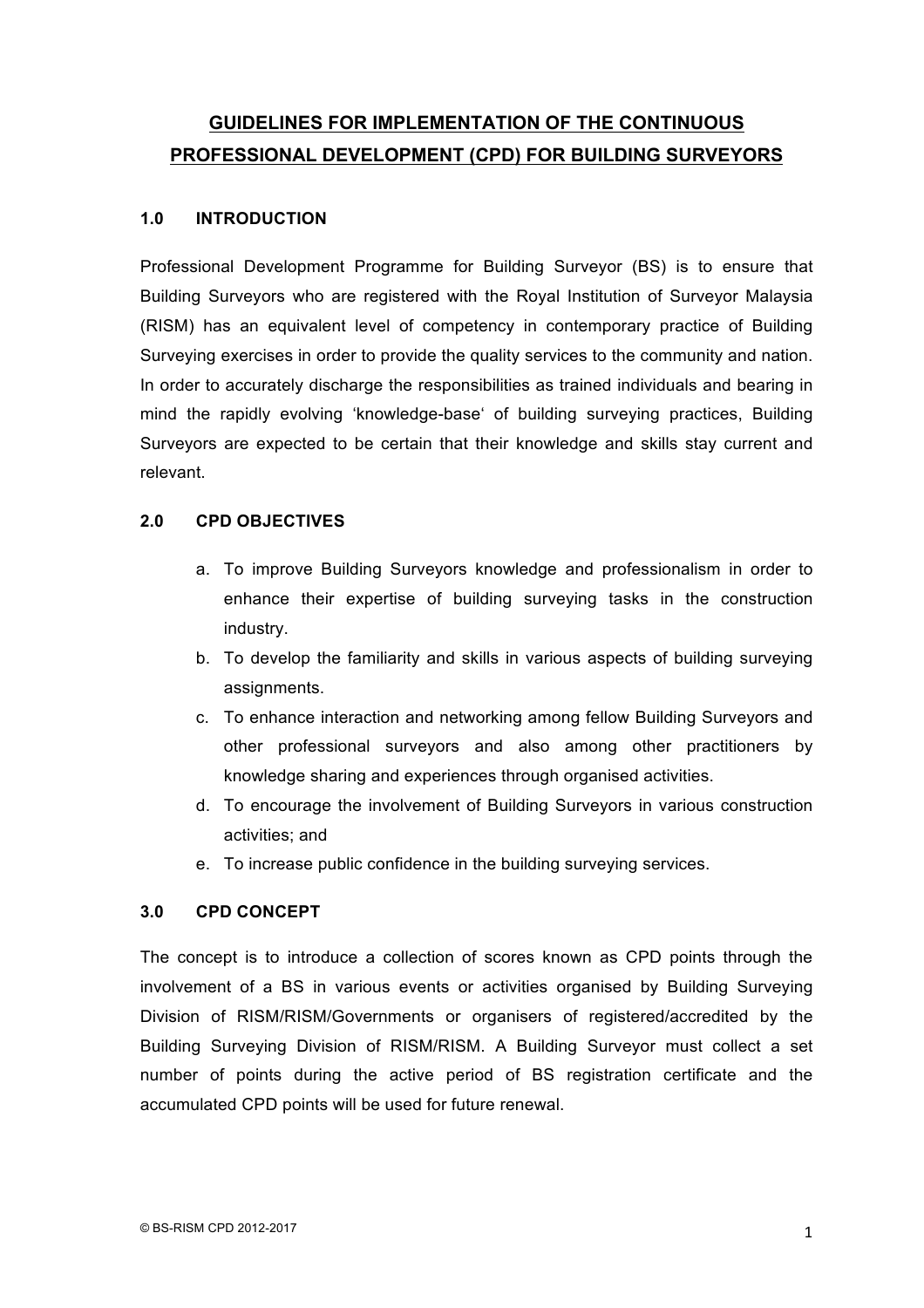# GUIDELINES FOR IMPLEMENTATION OF THE CONTINUOUS PROFESSIONAL DEVELOPMENT (CPD) FOR BUILDING SURVEYORS

## 1.0 INTRODUCTION

Professional Development Programme for Building Surveyor (BS) is to ensure that Building Surveyors who are registered with the Royal Institution of Surveyor Malaysia (RISM) has an equivalent level of competency in contemporary practice of Building Surveying exercises in order to provide the quality services to the community and nation. In order to accurately discharge the responsibilities as trained individuals and bearing in mind the rapidly evolving 'knowledge-base' of building surveying practices, Building Surveyors are expected to be certain that their knowledge and skills stay current and relevant.

## 2.0 CPD OBJECTIVES

a. To improve Building Surveyors knowledge and professionalism in order to enhance their expertise of building surveying tasks in the construction industry.
b. To develop the familiarity and skills in various aspects of building surveying assignments.
c. To enhance interaction and networking among fellow Building Surveyors and other professional surveyors and also among other practitioners by knowledge sharing and experiences through organised activities.
d. To encourage the involvement of Building Surveyors in various construction activities; and
e. To increase public confidence in the building surveying services.

## 3.0 CPD CONCEPT

The concept is to introduce a collection of scores known as CPD points through the involvement of a BS in various events or activities organised by Building Surveying Division of RISM/RISM/Governments or organisers of registered/accredited by the Building Surveying Division of RISM/RISM. A Building Surveyor must collect a set number of points during the active period of BS registration certificate and the accumulated CPD points will be used for future renewal.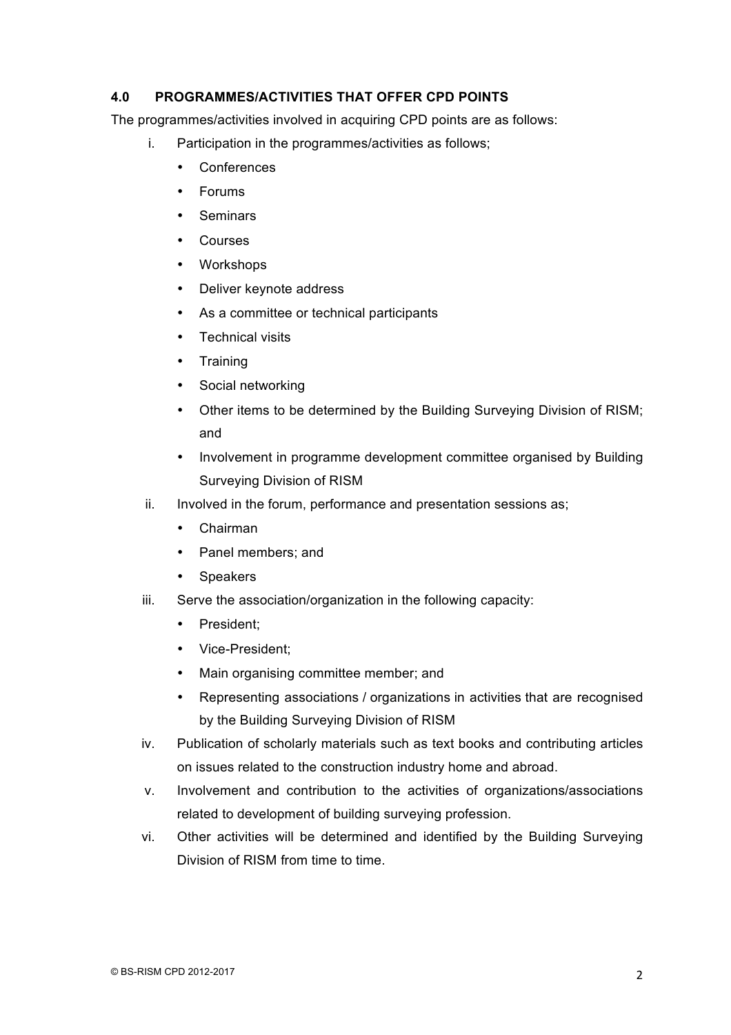## 4.0 PROGRAMMES/ACTIVITIES THAT OFFER CPD POINTS

The programmes/activities involved in acquiring CPD points are as follows:

i. Participation in the programmes/activities as follows;
   - Conferences
   - Forums
   - Seminars
   - Courses
   - Workshops
   - Deliver keynote address
   - As a committee or technical participants
   - Technical visits
   - Training
   - Social networking
   - Other items to be determined by the Building Surveying Division of RISM; and
   - Involvement in programme development committee organised by Building Surveying Division of RISM

ii. Involved in the forum, performance and presentation sessions as;
   - Chairman
   - Panel members; and
   - Speakers

iii. Serve the association/organization in the following capacity:
   - President;
   - Vice-President;
   - Main organising committee member; and
   - Representing associations / organizations in activities that are recognised by the Building Surveying Division of RISM

iv. Publication of scholarly materials such as text books and contributing articles on issues related to the construction industry home and abroad.

v. Involvement and contribution to the activities of organizations/associations related to development of building surveying profession.

vi. Other activities will be determined and identified by the Building Surveying Division of RISM from time to time.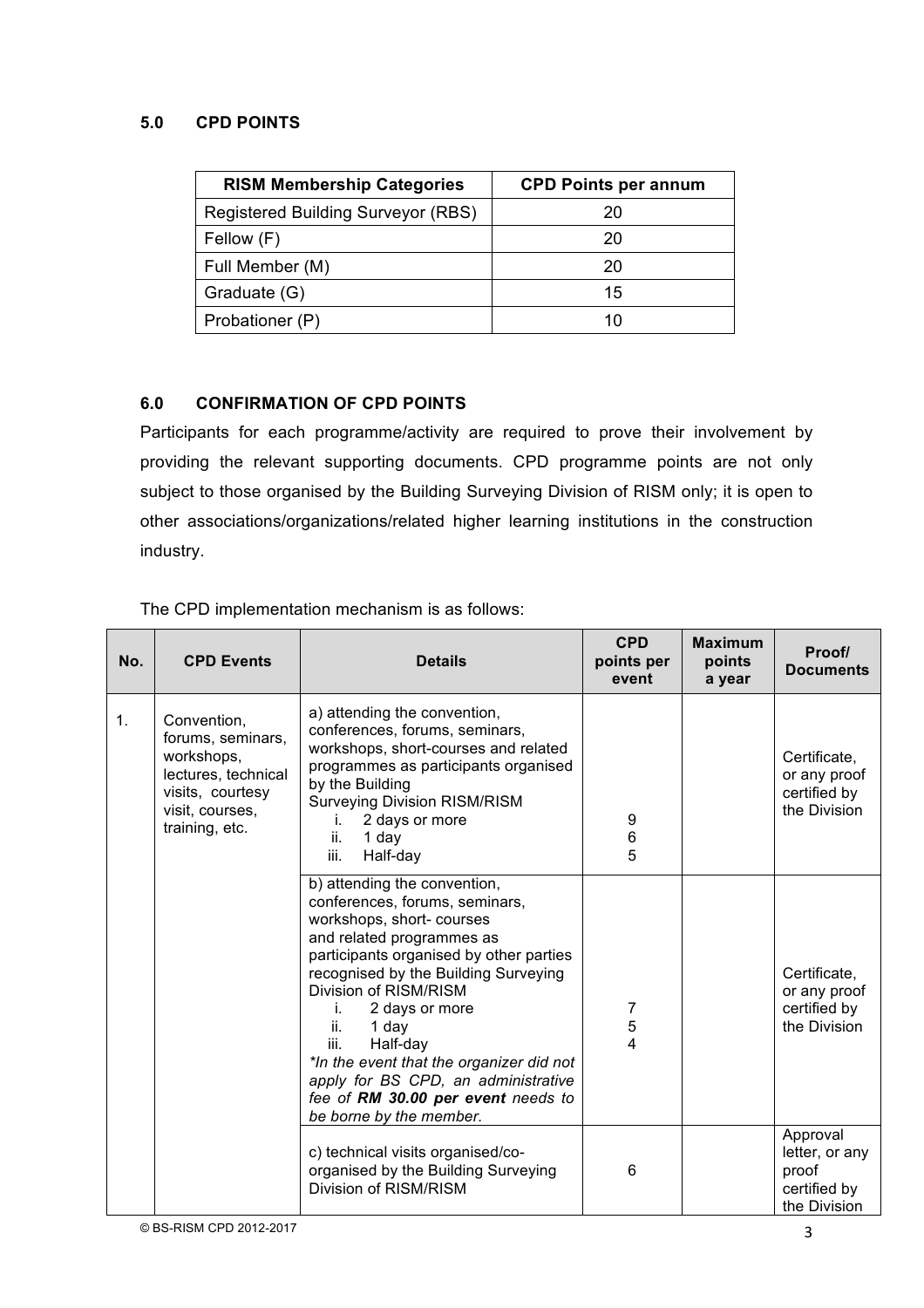## 5.0 CPD POINTS

| RISM Membership Categories | CPD Points per annum |
|---|---|
| Registered Building Surveyor (RBS) | 20 |
| Fellow (F) | 20 |
| Full Member (M) | 20 |
| Graduate (G) | 15 |
| Probationer (P) | 10 |

## 6.0 CONFIRMATION OF CPD POINTS

Participants for each programme/activity are required to prove their involvement by providing the relevant supporting documents. CPD programme points are not only subject to those organised by the Building Surveying Division of RISM only; it is open to other associations/organizations/related higher learning institutions in the construction industry.

The CPD implementation mechanism is as follows:

| No. | CPD Events | Details | CPD points per event | Maximum points a year | Proof/ Documents |
|---|---|---|---|---|---|
| 1. | Convention, forums, seminars, workshops, lectures, technical visits, courtesy visit, courses, training, etc. | a) attending the convention, conferences, forums, seminars, workshops, short-courses and related programmes as participants organised by the Building Surveying Division RISM/RISM<br>i. 2 days or more<br>ii. 1 day<br>iii. Half-day | <br><br><br>9<br>6<br>5 | | Certificate, or any proof certified by the Division |
| | | b) attending the convention, conferences, forums, seminars, workshops, short- courses and related programmes as participants organised by other parties recognised by the Building Surveying Division of RISM/RISM<br>i. 2 days or more<br>ii. 1 day<br>iii. Half-day<br>*In the event that the organizer did not apply for BS CPD, an administrative fee of **RM 30.00 per event** needs to be borne by the member.* | <br><br><br>7<br>5<br>4 | | Certificate, or any proof certified by the Division |
| | | c) technical visits organised/co-organised by the Building Surveying Division of RISM/RISM | 6 | | Approval letter, or any proof certified by the Division |

© BS-RISM CPD 2012-2017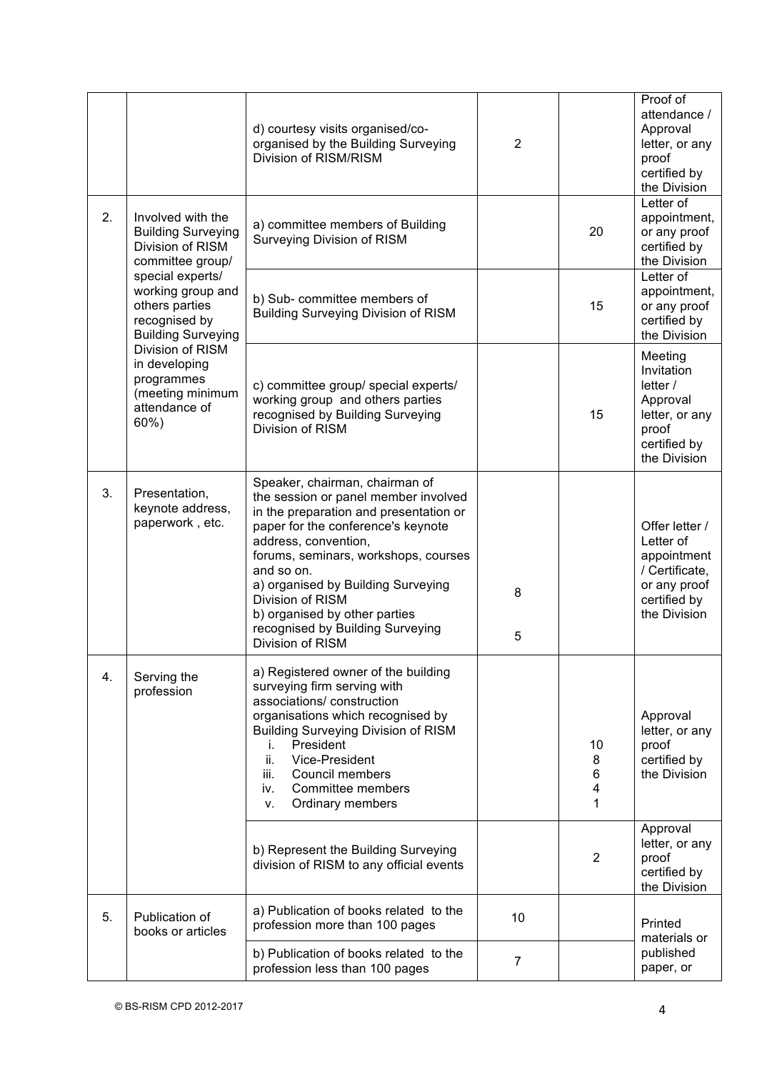| | | | | | |
|---|---|---|---|---|---|
| | | d) courtesy visits organised/co-organised by the Building Surveying Division of RISM/RISM | 2 | | Proof of attendance / Approval letter, or any proof certified by the Division |
| 2. | Involved with the Building Surveying Division of RISM committee group/ special experts/ working group and others parties recognised by Building Surveying Division of RISM in developing programmes (meeting minimum attendance of 60%) | a) committee members of Building Surveying Division of RISM | | 20 | Letter of appointment, or any proof certified by the Division |
| | | b) Sub- committee members of Building Surveying Division of RISM | | 15 | Letter of appointment, or any proof certified by the Division |
| | | c) committee group/ special experts/ working group and others parties recognised by Building Surveying Division of RISM | | 15 | Meeting Invitation letter / Approval letter, or any proof certified by the Division |
| 3. | Presentation, keynote address, paperwork , etc. | Speaker, chairman, chairman of the session or panel member involved in the preparation and presentation or paper for the conference's keynote address, convention, forums, seminars, workshops, courses and so on.<br>a) organised by Building Surveying Division of RISM<br>b) organised by other parties recognised by Building Surveying Division of RISM | 8<br><br>5 | | Offer letter / Letter of appointment / Certificate, or any proof certified by the Division |
| 4. | Serving the profession | a) Registered owner of the building surveying firm serving with associations/ construction organisations which recognised by Building Surveying Division of RISM<br>i. President<br>ii. Vice-President<br>iii. Council members<br>iv. Committee members<br>v. Ordinary members | | <br><br><br><br>10<br>8<br>6<br>4<br>1 | Approval letter, or any proof certified by the Division |
| | | b) Represent the Building Surveying division of RISM to any official events | | 2 | Approval letter, or any proof certified by the Division |
| 5. | Publication of books or articles | a) Publication of books related to the profession more than 100 pages | 10 | | Printed materials or published paper, or |
| | | b) Publication of books related to the profession less than 100 pages | 7 | | |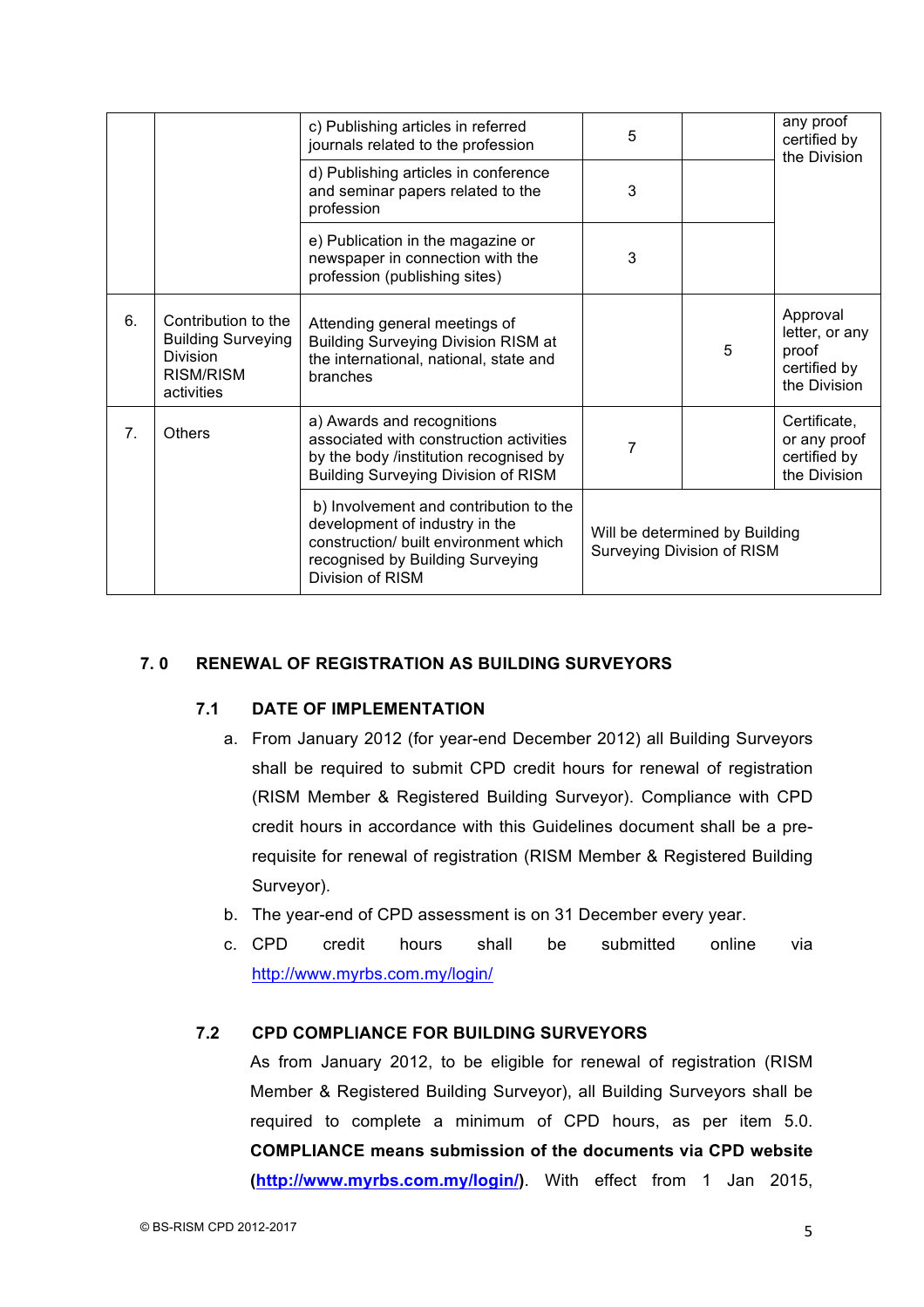| | | c) Publishing articles in referred journals related to the profession | 5 | | any proof certified by the Division |
|---|---|---|---|---|---|
| | | d) Publishing articles in conference and seminar papers related to the profession | 3 | | |
| | | e) Publication in the magazine or newspaper in connection with the profession (publishing sites) | 3 | | |
| 6. | Contribution to the Building Surveying Division RISM/RISM activities | Attending general meetings of Building Surveying Division RISM at the international, national, state and branches | | 5 | Approval letter, or any proof certified by the Division |
| 7. | Others | a) Awards and recognitions associated with construction activities by the body /institution recognised by Building Surveying Division of RISM | 7 | | Certificate, or any proof certified by the Division |
| | | b) Involvement and contribution to the development of industry in the construction/ built environment which recognised by Building Surveying Division of RISM | Will be determined by Building Surveying Division of RISM | | |

## 7. 0 RENEWAL OF REGISTRATION AS BUILDING SURVEYORS

### 7.1 DATE OF IMPLEMENTATION

a. From January 2012 (for year-end December 2012) all Building Surveyors shall be required to submit CPD credit hours for renewal of registration (RISM Member & Registered Building Surveyor). Compliance with CPD credit hours in accordance with this Guidelines document shall be a pre-requisite for renewal of registration (RISM Member & Registered Building Surveyor).

b. The year-end of CPD assessment is on 31 December every year.

c. CPD credit hours shall be submitted online via http://www.myrbs.com.my/login/

### 7.2 CPD COMPLIANCE FOR BUILDING SURVEYORS

As from January 2012, to be eligible for renewal of registration (RISM Member & Registered Building Surveyor), all Building Surveyors shall be required to complete a minimum of CPD hours, as per item 5.0. **COMPLIANCE means submission of the documents via CPD website (http://www.myrbs.com.my/login/)**. With effect from 1 Jan 2015,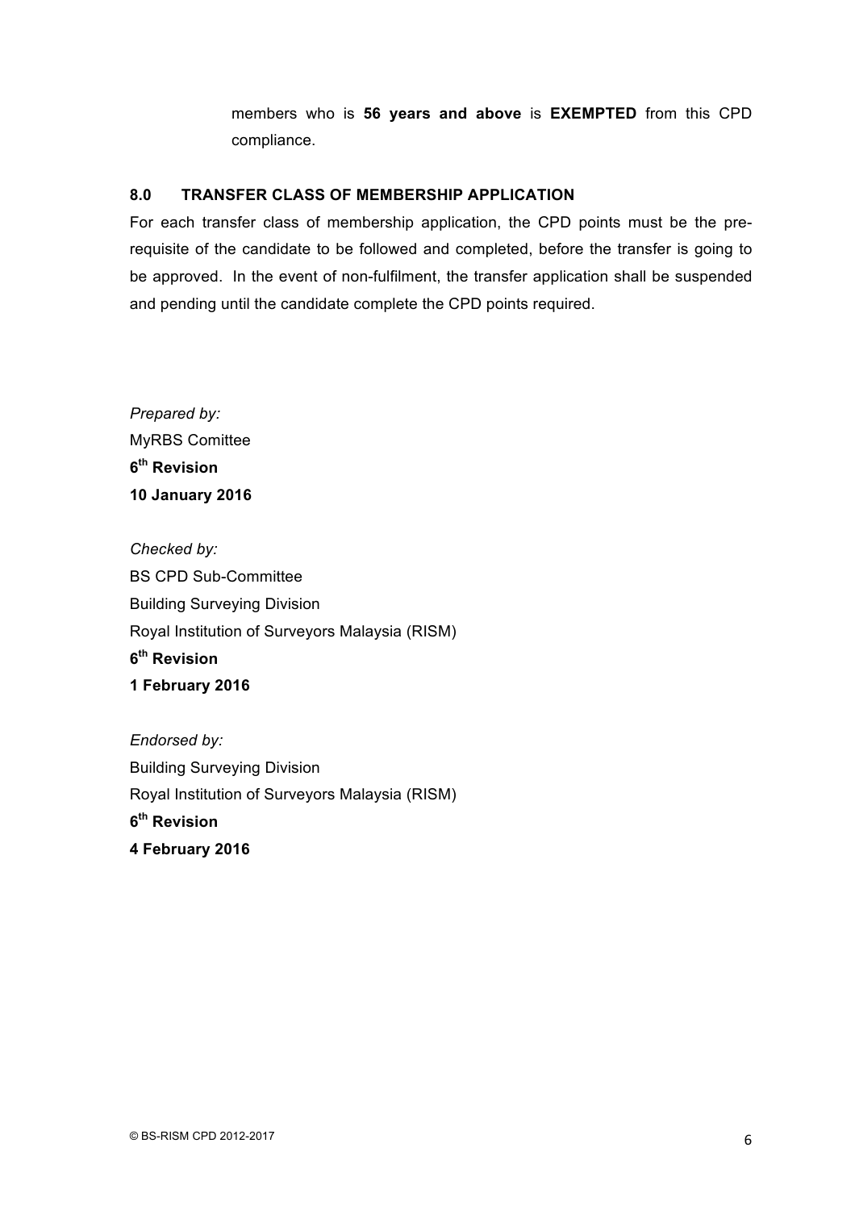members who is **56 years and above** is **EXEMPTED** from this CPD compliance.

## 8.0 TRANSFER CLASS OF MEMBERSHIP APPLICATION

For each transfer class of membership application, the CPD points must be the pre-requisite of the candidate to be followed and completed, before the transfer is going to be approved. In the event of non-fulfilment, the transfer application shall be suspended and pending until the candidate complete the CPD points required.

*Prepared by:*
MyRBS Comittee
**6th Revision**
**10 January 2016**

*Checked by:*
BS CPD Sub-Committee
Building Surveying Division
Royal Institution of Surveyors Malaysia (RISM)
**6th Revision**
**1 February 2016**

*Endorsed by:*
Building Surveying Division
Royal Institution of Surveyors Malaysia (RISM)
**6th Revision**
**4 February 2016**

© BS-RISM CPD 2012-2017